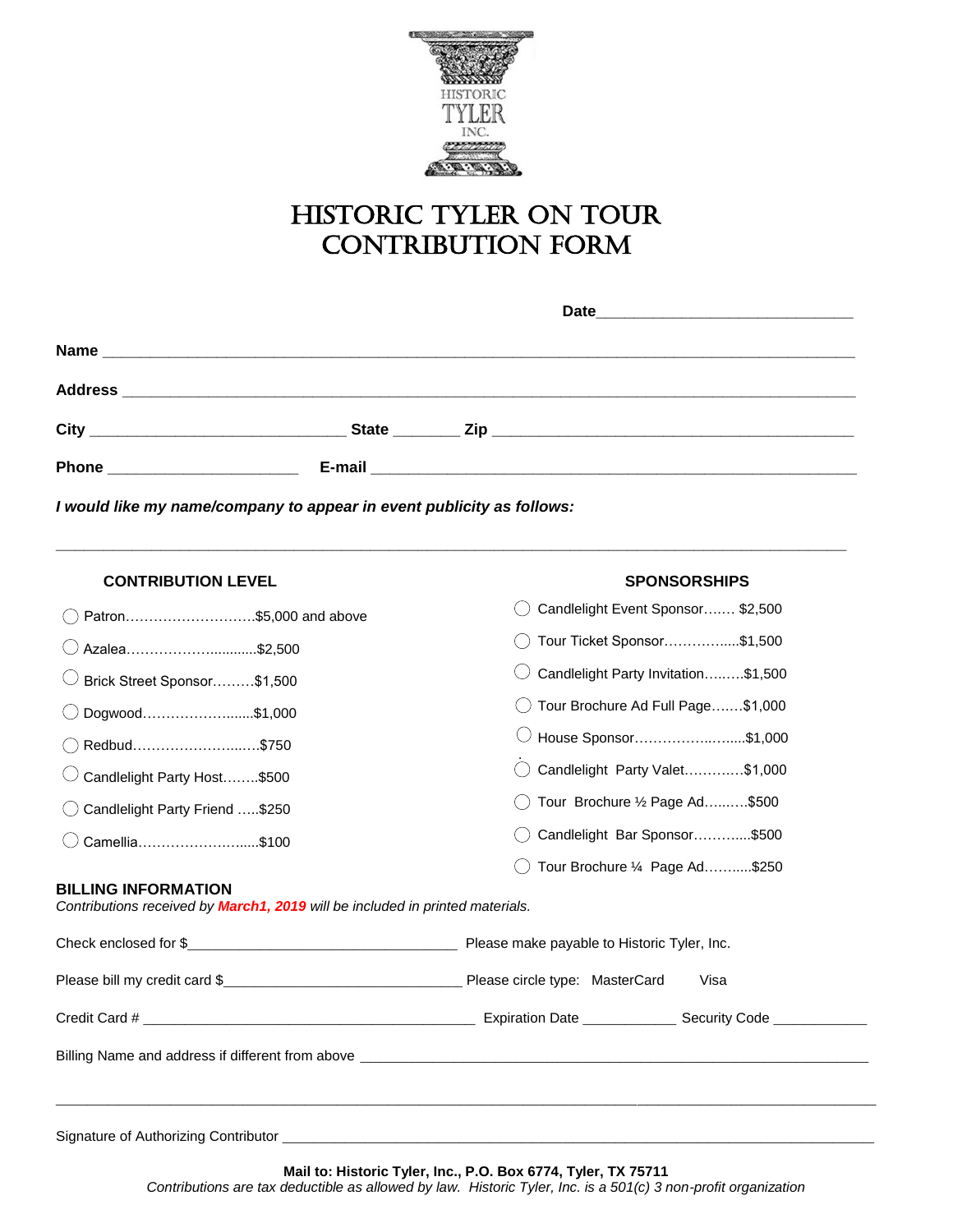HISTORIC TYLER INC.

# HISTORIC TYLER ON TOUR CONTRIBUTION FORM

**Date**______________________________

**Name** ______________________________________________________________________________

**Address** ____________________________________________________________________________

**City** ______________________________ **State** ________ **Zip** __________________________________________

**Phone** ______________________ **E-mail** _______________________________________________________

***I would like my name/company to appear in event publicity as follows:***

_____________________________________________________________________________________________

**CONTRIBUTION LEVEL**

- ◯ Patron……………………….$5,000 and above
- ◯ Azalea……………….............$2,500
- ◯ Brick Street Sponsor………$1,500
- ◯ Dogwood……………….......$1,000
- ◯ Redbud……………………..….$750
- ◯ Candlelight Party Host……..$500
- ◯ Candlelight Party Friend …..$250
- ◯ Camellia……………….......$100

**SPONSORSHIPS**

- ◯ Candlelight Event Sponsor……. $2,500
- ◯ Tour Ticket Sponsor……….......$1,500
- ◯ Candlelight Party Invitation…..…..$1,500
- ◯ Tour Brochure Ad Full Page…….$1,000
- ◯ House Sponsor……………..…......$1,000
- ◯ Candlelight Party Valet…….…...$1,000
- ◯ Tour Brochure ½ Page Ad….…...$500
- ◯ Candlelight Bar Sponsor…………...$500
- ◯ Tour Brochure ¼ Page Ad……....$250

**BILLING INFORMATION**

*Contributions received by **March1, 2019** will be included in printed materials.*

Check enclosed for $__________________________________ Please make payable to Historic Tyler, Inc.

Please bill my credit card $______________________________ Please circle type: MasterCard Visa

Credit Card # __________________________________________ Expiration Date ____________ Security Code ____________

Billing Name and address if different from above _______________________________________________________________

_____________________________________________________________________________________________

Signature of Authorizing Contributor _________________________________________________________________

**Mail to: Historic Tyler, Inc., P.O. Box 6774, Tyler, TX 75711**

*Contributions are tax deductible as allowed by law. Historic Tyler, Inc. is a 501(c) 3 non-profit organization*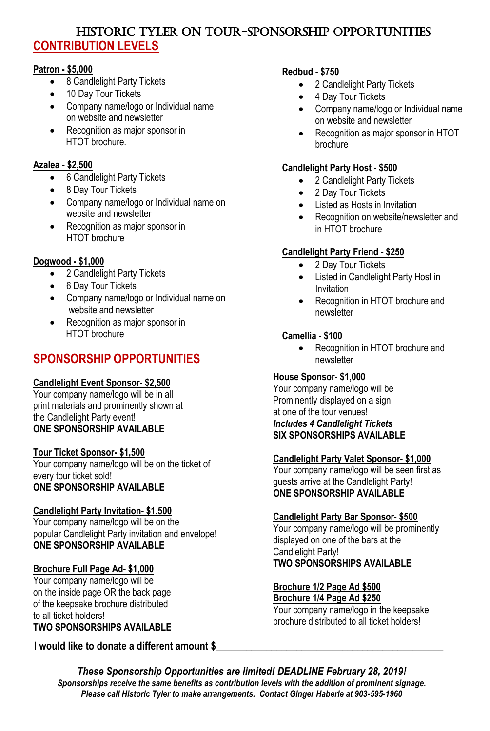# Historic Tyler on Tour–Sponsorship Opportunities

## CONTRIBUTION LEVELS

**Patron - $5,000**
- 8 Candlelight Party Tickets
- 10 Day Tour Tickets
- Company name/logo or Individual name on website and newsletter
- Recognition as major sponsor in HTOT brochure.

**Azalea - $2,500**
- 6 Candlelight Party Tickets
- 8 Day Tour Tickets
- Company name/logo or Individual name on website and newsletter
- Recognition as major sponsor in HTOT brochure

**Dogwood - $1,000**
- 2 Candlelight Party Tickets
- 6 Day Tour Tickets
- Company name/logo or Individual name on website and newsletter
- Recognition as major sponsor in HTOT brochure

**Redbud - $750**
- 2 Candlelight Party Tickets
- 4 Day Tour Tickets
- Company name/logo or Individual name on website and newsletter
- Recognition as major sponsor in HTOT brochure

**Candlelight Party Host - $500**
- 2 Candlelight Party Tickets
- 2 Day Tour Tickets
- Listed as Hosts in Invitation
- Recognition on website/newsletter and in HTOT brochure

**Candlelight Party Friend - $250**
- 2 Day Tour Tickets
- Listed in Candlelight Party Host in Invitation
- Recognition in HTOT brochure and newsletter

**Camellia - $100**
- Recognition in HTOT brochure and newsletter

## SPONSORSHIP OPPORTUNITIES

**Candlelight Event Sponsor- $2,500**
Your company name/logo will be in all print materials and prominently shown at the Candlelight Party event!
**ONE SPONSORSHIP AVAILABLE**

**Tour Ticket Sponsor- $1,500**
Your company name/logo will be on the ticket of every tour ticket sold!
**ONE SPONSORSHIP AVAILABLE**

**Candlelight Party Invitation- $1,500**
Your company name/logo will be on the popular Candlelight Party invitation and envelope!
**ONE SPONSORSHIP AVAILABLE**

**Brochure Full Page Ad- $1,000**
Your company name/logo will be on the inside page OR the back page of the keepsake brochure distributed to all ticket holders!
**TWO SPONSORSHIPS AVAILABLE**

**House Sponsor- $1,000**
Your company name/logo will be Prominently displayed on a sign at one of the tour venues!
***Includes 4 Candlelight Tickets***
**SIX SPONSORSHIPS AVAILABLE**

**Candlelight Party Valet Sponsor- $1,000**
Your company name/logo will be seen first as guests arrive at the Candlelight Party!
**ONE SPONSORSHIP AVAILABLE**

**Candlelight Party Bar Sponsor- $500**
Your company name/logo will be prominently displayed on one of the bars at the Candlelight Party!
**TWO SPONSORSHIPS AVAILABLE**

**Brochure 1/2 Page Ad $500**
**Brochure 1/4 Page Ad $250**
Your company name/logo in the keepsake brochure distributed to all ticket holders!

**I would like to donate a different amount $**\_\_\_\_\_\_\_\_\_\_\_\_\_\_\_\_\_\_\_\_\_\_\_\_\_\_\_\_\_\_

***These Sponsorship Opportunities are limited! DEADLINE February 28, 2019!***
***Sponsorships receive the same benefits as contribution levels with the addition of prominent signage.***
***Please call Historic Tyler to make arrangements. Contact Ginger Haberle at 903-595-1960***